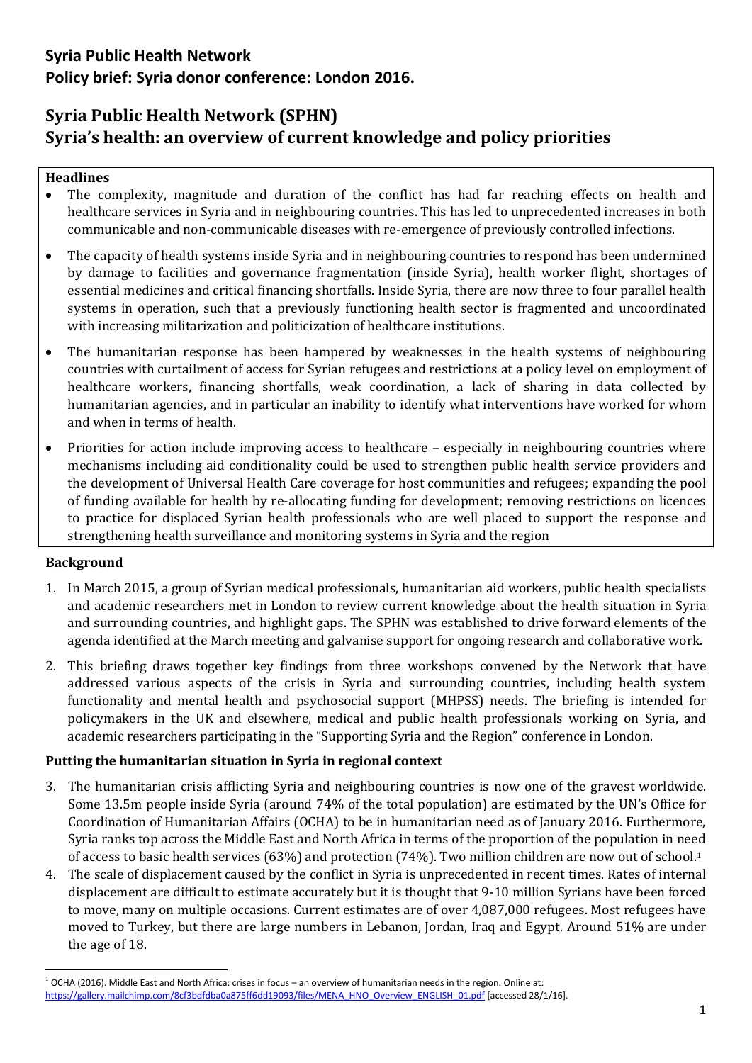# Syria Public Health Network
## Policy brief: Syria donor conference: London 2016.

# Syria Public Health Network (SPHN)
# Syria's health: an overview of current knowledge and policy priorities

**Headlines**

- The complexity, magnitude and duration of the conflict has had far reaching effects on health and healthcare services in Syria and in neighbouring countries. This has led to unprecedented increases in both communicable and non-communicable diseases with re-emergence of previously controlled infections.
- The capacity of health systems inside Syria and in neighbouring countries to respond has been undermined by damage to facilities and governance fragmentation (inside Syria), health worker flight, shortages of essential medicines and critical financing shortfalls. Inside Syria, there are now three to four parallel health systems in operation, such that a previously functioning health sector is fragmented and uncoordinated with increasing militarization and politicization of healthcare institutions.
- The humanitarian response has been hampered by weaknesses in the health systems of neighbouring countries with curtailment of access for Syrian refugees and restrictions at a policy level on employment of healthcare workers, financing shortfalls, weak coordination, a lack of sharing in data collected by humanitarian agencies, and in particular an inability to identify what interventions have worked for whom and when in terms of health.
- Priorities for action include improving access to healthcare – especially in neighbouring countries where mechanisms including aid conditionality could be used to strengthen public health service providers and the development of Universal Health Care coverage for host communities and refugees; expanding the pool of funding available for health by re-allocating funding for development; removing restrictions on licences to practice for displaced Syrian health professionals who are well placed to support the response and strengthening health surveillance and monitoring systems in Syria and the region

### Background

1. In March 2015, a group of Syrian medical professionals, humanitarian aid workers, public health specialists and academic researchers met in London to review current knowledge about the health situation in Syria and surrounding countries, and highlight gaps. The SPHN was established to drive forward elements of the agenda identified at the March meeting and galvanise support for ongoing research and collaborative work.
2. This briefing draws together key findings from three workshops convened by the Network that have addressed various aspects of the crisis in Syria and surrounding countries, including health system functionality and mental health and psychosocial support (MHPSS) needs. The briefing is intended for policymakers in the UK and elsewhere, medical and public health professionals working on Syria, and academic researchers participating in the "Supporting Syria and the Region" conference in London.

### Putting the humanitarian situation in Syria in regional context

3. The humanitarian crisis afflicting Syria and neighbouring countries is now one of the gravest worldwide. Some 13.5m people inside Syria (around 74% of the total population) are estimated by the UN's Office for Coordination of Humanitarian Affairs (OCHA) to be in humanitarian need as of January 2016. Furthermore, Syria ranks top across the Middle East and North Africa in terms of the proportion of the population in need of access to basic health services (63%) and protection (74%). Two million children are now out of school.[1]
4. The scale of displacement caused by the conflict in Syria is unprecedented in recent times. Rates of internal displacement are difficult to estimate accurately but it is thought that 9-10 million Syrians have been forced to move, many on multiple occasions. Current estimates are of over 4,087,000 refugees. Most refugees have moved to Turkey, but there are large numbers in Lebanon, Jordan, Iraq and Egypt. Around 51% are under the age of 18.

[1] OCHA (2016). Middle East and North Africa: crises in focus – an overview of humanitarian needs in the region. Online at: https://gallery.mailchimp.com/8cf3bdfdba0a875ff6dd19093/files/MENA_HNO_Overview_ENGLISH_01.pdf [accessed 28/1/16].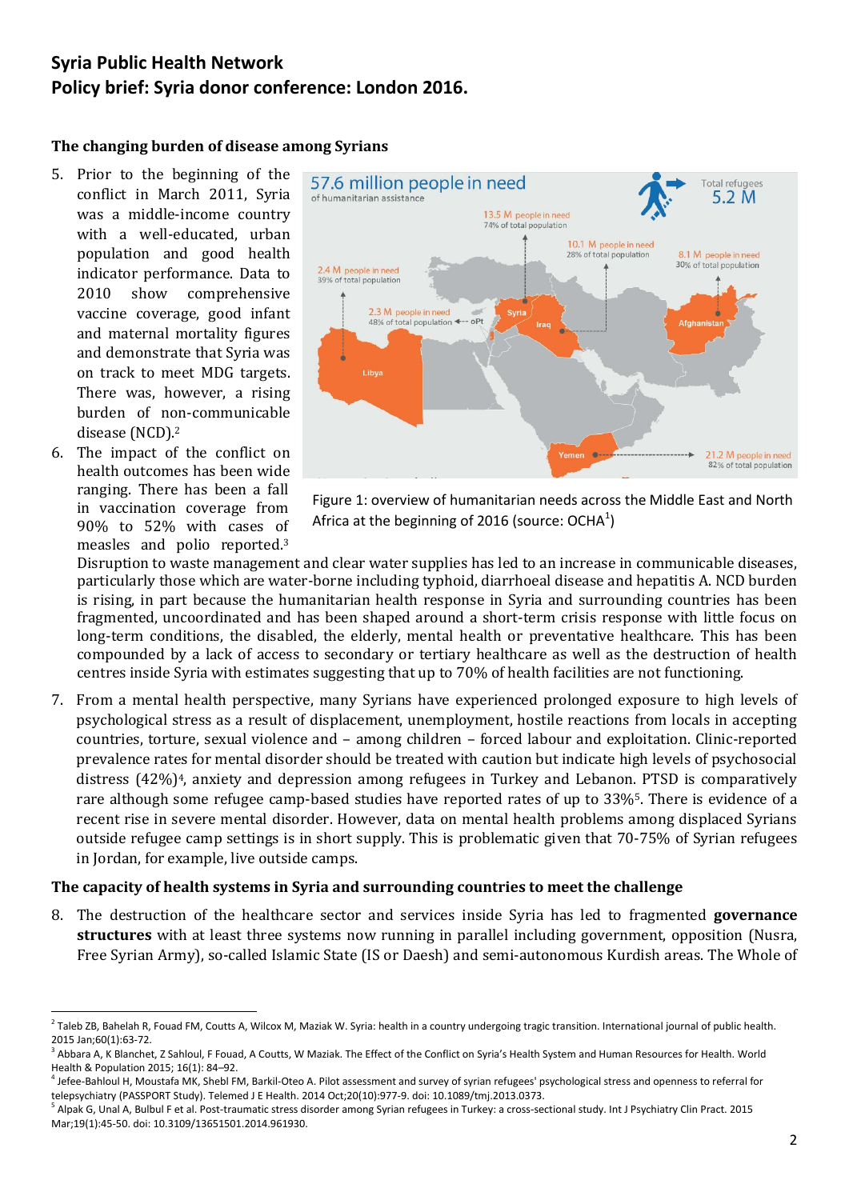## Syria Public Health Network
## Policy brief: Syria donor conference: London 2016.

### The changing burden of disease among Syrians

5. Prior to the beginning of the conflict in March 2011, Syria was a middle-income country with a well-educated, urban population and good health indicator performance. Data to 2010 show comprehensive vaccine coverage, good infant and maternal mortality figures and demonstrate that Syria was on track to meet MDG targets. There was, however, a rising burden of non-communicable disease (NCD).[2]

6. The impact of the conflict on health outcomes has been wide ranging. There has been a fall in vaccination coverage from 90% to 52% with cases of measles and polio reported.[3] Disruption to waste management and clear water supplies has led to an increase in communicable diseases, particularly those which are water-borne including typhoid, diarrhoeal disease and hepatitis A. NCD burden is rising, in part because the humanitarian health response in Syria and surrounding countries has been fragmented, uncoordinated and has been shaped around a short-term crisis response with little focus on long-term conditions, the disabled, the elderly, mental health or preventative healthcare. This has been compounded by a lack of access to secondary or tertiary healthcare as well as the destruction of health centres inside Syria with estimates suggesting that up to 70% of health facilities are not functioning.

Figure 1: overview of humanitarian needs across the Middle East and North Africa at the beginning of 2016 (source: OCHA[1])

7. From a mental health perspective, many Syrians have experienced prolonged exposure to high levels of psychological stress as a result of displacement, unemployment, hostile reactions from locals in accepting countries, torture, sexual violence and – among children – forced labour and exploitation. Clinic-reported prevalence rates for mental disorder should be treated with caution but indicate high levels of psychosocial distress (42%)[4], anxiety and depression among refugees in Turkey and Lebanon. PTSD is comparatively rare although some refugee camp-based studies have reported rates of up to 33%[5]. There is evidence of a recent rise in severe mental disorder. However, data on mental health problems among displaced Syrians outside refugee camp settings is in short supply. This is problematic given that 70-75% of Syrian refugees in Jordan, for example, live outside camps.

### The capacity of health systems in Syria and surrounding countries to meet the challenge

8. The destruction of the healthcare sector and services inside Syria has led to fragmented **governance structures** with at least three systems now running in parallel including government, opposition (Nusra, Free Syrian Army), so-called Islamic State (IS or Daesh) and semi-autonomous Kurdish areas. The Whole of

---

[2] Taleb ZB, Bahelah R, Fouad FM, Coutts A, Wilcox M, Maziak W. Syria: health in a country undergoing tragic transition. International journal of public health. 2015 Jan;60(1):63-72.

[3] Abbara A, K Blanchet, Z Sahloul, F Fouad, A Coutts, W Maziak. The Effect of the Conflict on Syria's Health System and Human Resources for Health. World Health & Population 2015; 16(1): 84–92.

[4] Jefee-Bahloul H, Moustafa MK, Shebl FM, Barkil-Oteo A. Pilot assessment and survey of syrian refugees' psychological stress and openness to referral for telepsychiatry (PASSPORT Study). Telemed J E Health. 2014 Oct;20(10):977-9. doi: 10.1089/tmj.2013.0373.

[5] Alpak G, Unal A, Bulbul F et al. Post-traumatic stress disorder among Syrian refugees in Turkey: a cross-sectional study. Int J Psychiatry Clin Pract. 2015 Mar;19(1):45-50. doi: 10.3109/13651501.2014.961930.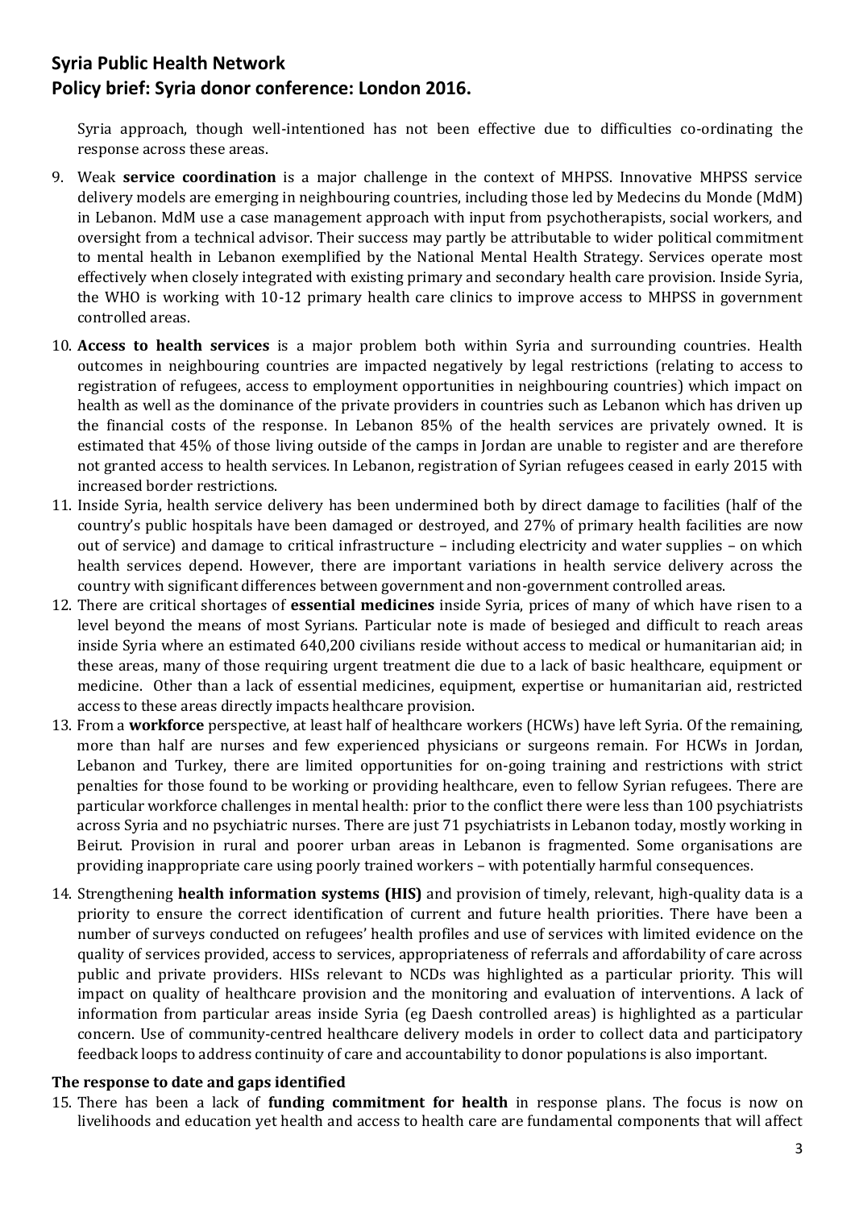Syria approach, though well-intentioned has not been effective due to difficulties co-ordinating the response across these areas.

9. Weak **service coordination** is a major challenge in the context of MHPSS. Innovative MHPSS service delivery models are emerging in neighbouring countries, including those led by Medecins du Monde (MdM) in Lebanon. MdM use a case management approach with input from psychotherapists, social workers, and oversight from a technical advisor. Their success may partly be attributable to wider political commitment to mental health in Lebanon exemplified by the National Mental Health Strategy. Services operate most effectively when closely integrated with existing primary and secondary health care provision. Inside Syria, the WHO is working with 10-12 primary health care clinics to improve access to MHPSS in government controlled areas.
10. **Access to health services** is a major problem both within Syria and surrounding countries. Health outcomes in neighbouring countries are impacted negatively by legal restrictions (relating to access to registration of refugees, access to employment opportunities in neighbouring countries) which impact on health as well as the dominance of the private providers in countries such as Lebanon which has driven up the financial costs of the response. In Lebanon 85% of the health services are privately owned. It is estimated that 45% of those living outside of the camps in Jordan are unable to register and are therefore not granted access to health services. In Lebanon, registration of Syrian refugees ceased in early 2015 with increased border restrictions.
11. Inside Syria, health service delivery has been undermined both by direct damage to facilities (half of the country's public hospitals have been damaged or destroyed, and 27% of primary health facilities are now out of service) and damage to critical infrastructure – including electricity and water supplies – on which health services depend. However, there are important variations in health service delivery across the country with significant differences between government and non-government controlled areas.
12. There are critical shortages of **essential medicines** inside Syria, prices of many of which have risen to a level beyond the means of most Syrians. Particular note is made of besieged and difficult to reach areas inside Syria where an estimated 640,200 civilians reside without access to medical or humanitarian aid; in these areas, many of those requiring urgent treatment die due to a lack of basic healthcare, equipment or medicine. Other than a lack of essential medicines, equipment, expertise or humanitarian aid, restricted access to these areas directly impacts healthcare provision.
13. From a **workforce** perspective, at least half of healthcare workers (HCWs) have left Syria. Of the remaining, more than half are nurses and few experienced physicians or surgeons remain. For HCWs in Jordan, Lebanon and Turkey, there are limited opportunities for on-going training and restrictions with strict penalties for those found to be working or providing healthcare, even to fellow Syrian refugees. There are particular workforce challenges in mental health: prior to the conflict there were less than 100 psychiatrists across Syria and no psychiatric nurses. There are just 71 psychiatrists in Lebanon today, mostly working in Beirut. Provision in rural and poorer urban areas in Lebanon is fragmented. Some organisations are providing inappropriate care using poorly trained workers – with potentially harmful consequences.
14. Strengthening **health information systems (HIS)** and provision of timely, relevant, high-quality data is a priority to ensure the correct identification of current and future health priorities. There have been a number of surveys conducted on refugees' health profiles and use of services with limited evidence on the quality of services provided, access to services, appropriateness of referrals and affordability of care across public and private providers. HISs relevant to NCDs was highlighted as a particular priority. This will impact on quality of healthcare provision and the monitoring and evaluation of interventions. A lack of information from particular areas inside Syria (eg Daesh controlled areas) is highlighted as a particular concern. Use of community-centred healthcare delivery models in order to collect data and participatory feedback loops to address continuity of care and accountability to donor populations is also important.

### The response to date and gaps identified

15. There has been a lack of **funding commitment for health** in response plans. The focus is now on livelihoods and education yet health and access to health care are fundamental components that will affect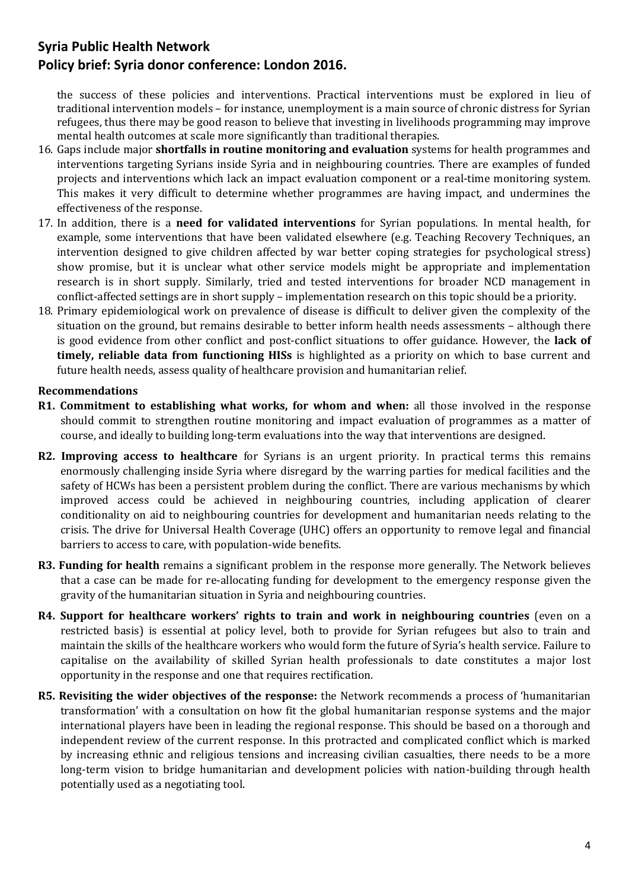the success of these policies and interventions. Practical interventions must be explored in lieu of traditional intervention models – for instance, unemployment is a main source of chronic distress for Syrian refugees, thus there may be good reason to believe that investing in livelihoods programming may improve mental health outcomes at scale more significantly than traditional therapies.

16. Gaps include major **shortfalls in routine monitoring and evaluation** systems for health programmes and interventions targeting Syrians inside Syria and in neighbouring countries. There are examples of funded projects and interventions which lack an impact evaluation component or a real-time monitoring system. This makes it very difficult to determine whether programmes are having impact, and undermines the effectiveness of the response.
17. In addition, there is a **need for validated interventions** for Syrian populations. In mental health, for example, some interventions that have been validated elsewhere (e.g. Teaching Recovery Techniques, an intervention designed to give children affected by war better coping strategies for psychological stress) show promise, but it is unclear what other service models might be appropriate and implementation research is in short supply. Similarly, tried and tested interventions for broader NCD management in conflict-affected settings are in short supply – implementation research on this topic should be a priority.
18. Primary epidemiological work on prevalence of disease is difficult to deliver given the complexity of the situation on the ground, but remains desirable to better inform health needs assessments – although there is good evidence from other conflict and post-conflict situations to offer guidance. However, the **lack of timely, reliable data from functioning HISs** is highlighted as a priority on which to base current and future health needs, assess quality of healthcare provision and humanitarian relief.

**Recommendations**

**R1. Commitment to establishing what works, for whom and when:** all those involved in the response should commit to strengthen routine monitoring and impact evaluation of programmes as a matter of course, and ideally to building long-term evaluations into the way that interventions are designed.

**R2. Improving access to healthcare** for Syrians is an urgent priority. In practical terms this remains enormously challenging inside Syria where disregard by the warring parties for medical facilities and the safety of HCWs has been a persistent problem during the conflict. There are various mechanisms by which improved access could be achieved in neighbouring countries, including application of clearer conditionality on aid to neighbouring countries for development and humanitarian needs relating to the crisis. The drive for Universal Health Coverage (UHC) offers an opportunity to remove legal and financial barriers to access to care, with population-wide benefits.

**R3. Funding for health** remains a significant problem in the response more generally. The Network believes that a case can be made for re-allocating funding for development to the emergency response given the gravity of the humanitarian situation in Syria and neighbouring countries.

**R4. Support for healthcare workers' rights to train and work in neighbouring countries** (even on a restricted basis) is essential at policy level, both to provide for Syrian refugees but also to train and maintain the skills of the healthcare workers who would form the future of Syria's health service. Failure to capitalise on the availability of skilled Syrian health professionals to date constitutes a major lost opportunity in the response and one that requires rectification.

**R5. Revisiting the wider objectives of the response:** the Network recommends a process of 'humanitarian transformation' with a consultation on how fit the global humanitarian response systems and the major international players have been in leading the regional response. This should be based on a thorough and independent review of the current response. In this protracted and complicated conflict which is marked by increasing ethnic and religious tensions and increasing civilian casualties, there needs to be a more long-term vision to bridge humanitarian and development policies with nation-building through health potentially used as a negotiating tool.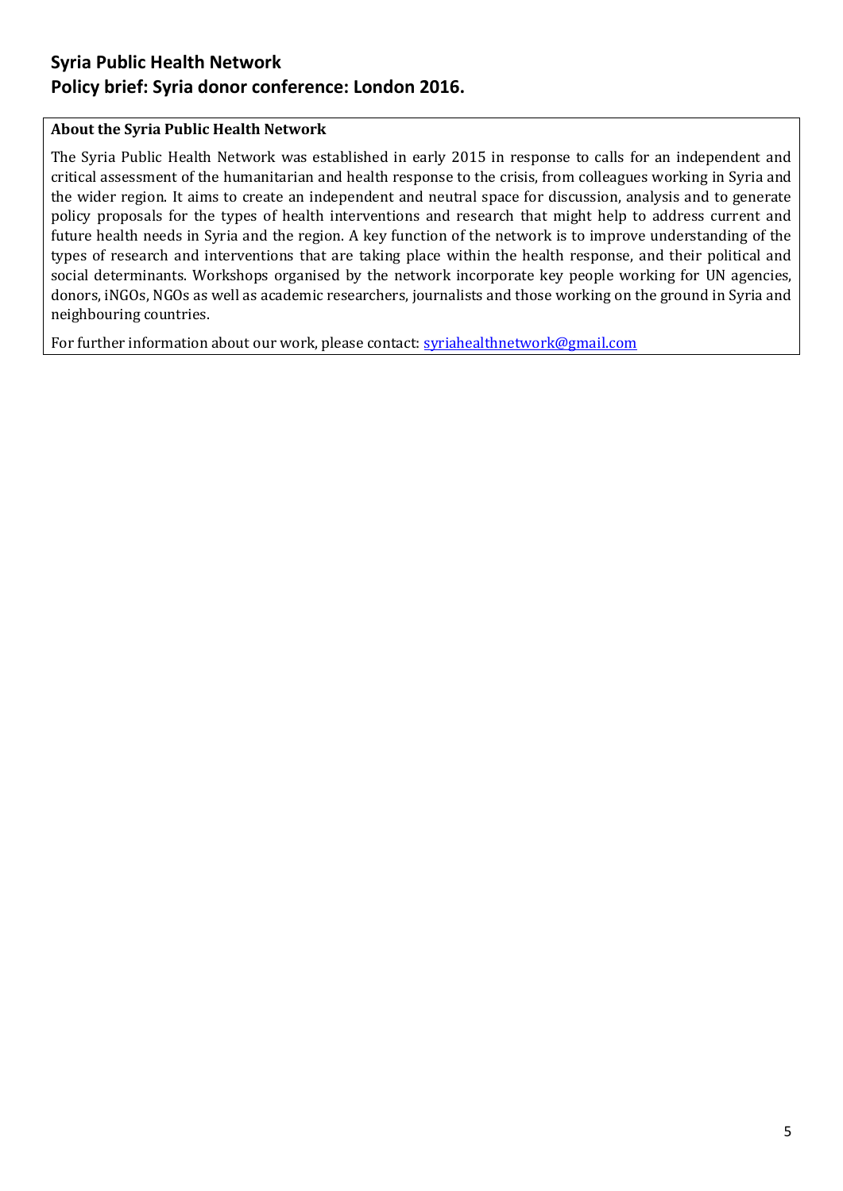# Syria Public Health Network

# Policy brief: Syria donor conference: London 2016.

**About the Syria Public Health Network**

The Syria Public Health Network was established in early 2015 in response to calls for an independent and critical assessment of the humanitarian and health response to the crisis, from colleagues working in Syria and the wider region. It aims to create an independent and neutral space for discussion, analysis and to generate policy proposals for the types of health interventions and research that might help to address current and future health needs in Syria and the region. A key function of the network is to improve understanding of the types of research and interventions that are taking place within the health response, and their political and social determinants. Workshops organised by the network incorporate key people working for UN agencies, donors, iNGOs, NGOs as well as academic researchers, journalists and those working on the ground in Syria and neighbouring countries.

For further information about our work, please contact: syriahealthnetwork@gmail.com